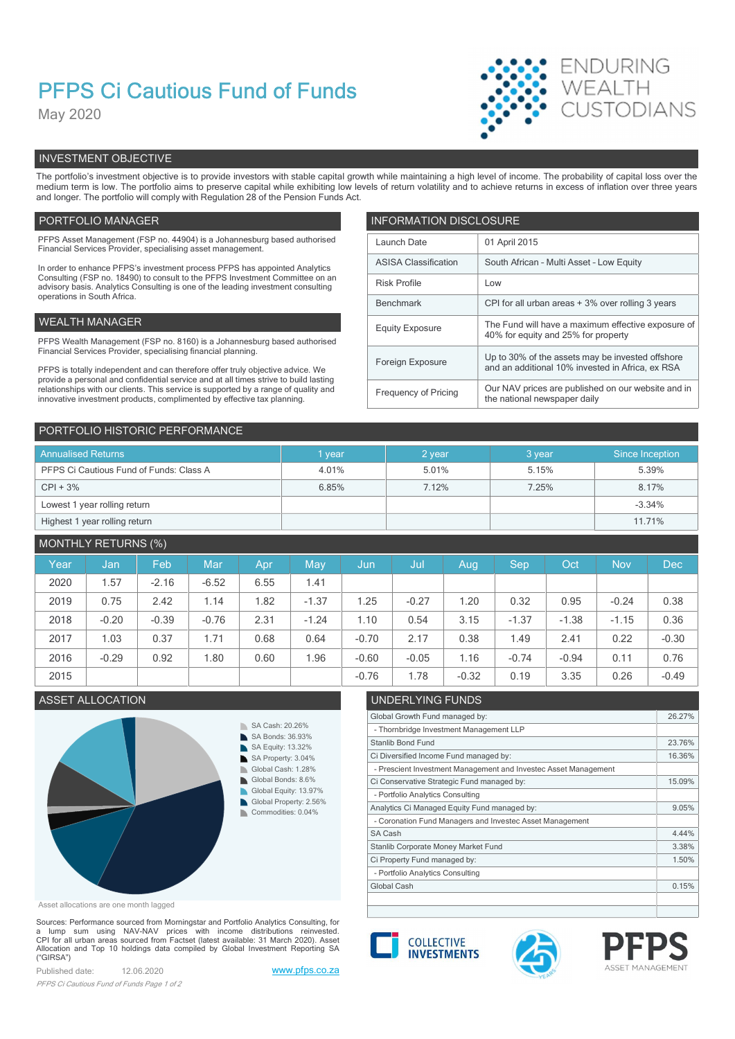# PFPS Ci Cautious Fund of Funds

May 2020

ENDURING WEALTH CUSTODIANS

## INVESTMENT OBJECTIVE

The portfolio's investment objective is to provide investors with stable capital growth while maintaining a high level of income. The probability of capital loss over the medium term is low. The portfolio aims to preserve capital while exhibiting low levels of return volatility and to achieve returns in excess of inflation over three years and longer. The portfolio will comply with Regulation 28 of the Pension Funds Act.

## PORTFOLIO MANAGER

PFPS Asset Management (FSP no. 44904) is a Johannesburg based authorised Financial Services Provider, specialising asset management.

In order to enhance PFPS's investment process PFPS has appointed Analytics Consulting (FSP no. 18490) to consult to the PFPS Investment Committee on an advisory basis. Analytics Consulting is one of the leading investment consulting operations in South Africa.

## WEALTH MANAGER

PFPS Wealth Management (FSP no. 8160) is a Johannesburg based authorised Financial Services Provider, specialising financial planning.

PFPS is totally independent and can therefore offer truly objective advice. We provide a personal and confidential service and at all times strive to build lasting relationships with our clients. This service is supported by a range of quality and innovative investment products, complimented by effective tax planning.

## INFORMATION DISCLOSURE

| | |
|---|---|
| Launch Date | 01 April 2015 |
| ASISA Classification | South African - Multi Asset - Low Equity |
| Risk Profile | Low |
| Benchmark | CPI for all urban areas + 3% over rolling 3 years |
| Equity Exposure | The Fund will have a maximum effective exposure of 40% for equity and 25% for property |
| Foreign Exposure | Up to 30% of the assets may be invested offshore and an additional 10% invested in Africa, ex RSA |
| Frequency of Pricing | Our NAV prices are published on our website and in the national newspaper daily |

## PORTFOLIO HISTORIC PERFORMANCE

| Annualised Returns | 1 year | 2 year | 3 year | Since Inception |
|---|---|---|---|---|
| PFPS Ci Cautious Fund of Funds: Class A | 4.01% | 5.01% | 5.15% | 5.39% |
| CPI + 3% | 6.85% | 7.12% | 7.25% | 8.17% |
| Lowest 1 year rolling return | | | | -3.34% |
| Highest 1 year rolling return | | | | 11.71% |

## MONTHLY RETURNS (%)

| Year | Jan | Feb | Mar | Apr | May | Jun | Jul | Aug | Sep | Oct | Nov | Dec |
|---|---|---|---|---|---|---|---|---|---|---|---|---|
| 2020 | 1.57 | -2.16 | -6.52 | 6.55 | 1.41 | | | | | | | |
| 2019 | 0.75 | 2.42 | 1.14 | 1.82 | -1.37 | 1.25 | -0.27 | 1.20 | 0.32 | 0.95 | -0.24 | 0.38 |
| 2018 | -0.20 | -0.39 | -0.76 | 2.31 | -1.24 | 1.10 | 0.54 | 3.15 | -1.37 | -1.38 | -1.15 | 0.36 |
| 2017 | 1.03 | 0.37 | 1.71 | 0.68 | 0.64 | -0.70 | 2.17 | 0.38 | 1.49 | 2.41 | 0.22 | -0.30 |
| 2016 | -0.29 | 0.92 | 1.80 | 0.60 | 1.96 | -0.60 | -0.05 | 1.16 | -0.74 | -0.94 | 0.11 | 0.76 |
| 2015 | | | | | | -0.76 | 1.78 | -0.32 | 0.19 | 3.35 | 0.26 | -0.49 |

## ASSET ALLOCATION

- SA Cash: 20.26%
- SA Bonds: 36.93%
- SA Equity: 13.32%
- SA Property: 3.04%
- Global Cash: 1.28%
- Global Bonds: 8.6%
- Global Equity: 13.97%
- Global Property: 2.56%
- Commodities: 0.04%

Asset allocations are one month lagged

## UNDERLYING FUNDS

| | |
|---|---|
| Global Growth Fund managed by: | 26.27% |
| - Thornbridge Investment Management LLP | |
| Stanlib Bond Fund | 23.76% |
| Ci Diversified Income Fund managed by: | 16.36% |
| - Prescient Investment Management and Investec Asset Management | |
| Ci Conservative Strategic Fund managed by: | 15.09% |
| - Portfolio Analytics Consulting | |
| Analytics Ci Managed Equity Fund managed by: | 9.05% |
| - Coronation Fund Managers and Investec Asset Management | |
| SA Cash | 4.44% |
| Stanlib Corporate Money Market Fund | 3.38% |
| Ci Property Fund managed by: | 1.50% |
| - Portfolio Analytics Consulting | |
| Global Cash | 0.15% |

Sources: Performance sourced from Morningstar and Portfolio Analytics Consulting, for a lump sum using NAV-NAV prices with income distributions reinvested. CPI for all urban areas sourced from Factset (latest available: 31 March 2020). Asset Allocation and Top 10 holdings data compiled by Global Investment Reporting SA ("GIRSA")

Published date: 12.06.2020 www.pfps.co.za

COLLECTIVE INVESTMENTS | PFPS ASSET MANAGEMENT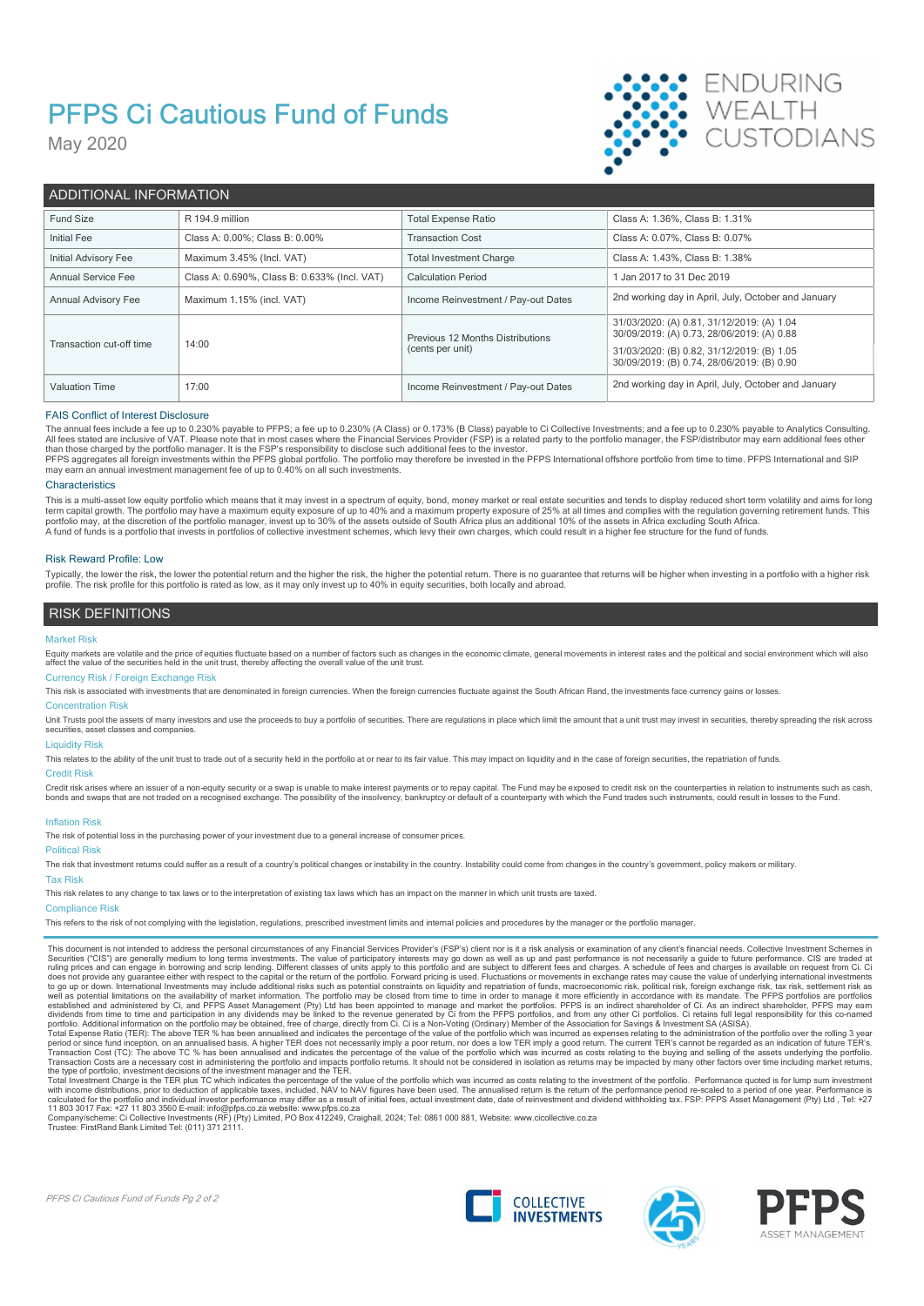# PFPS Ci Cautious Fund of Funds

May 2020

## ADDITIONAL INFORMATION

| | | | |
|---|---|---|---|
| Fund Size | R 194.9 million | Total Expense Ratio | Class A: 1.36%, Class B: 1.31% |
| Initial Fee | Class A: 0.00%; Class B: 0.00% | Transaction Cost | Class A: 0.07%, Class B: 0.07% |
| Initial Advisory Fee | Maximum 3.45% (Incl. VAT) | Total Investment Charge | Class A: 1.43%, Class B: 1.38% |
| Annual Service Fee | Class A: 0.690%, Class B: 0.633% (Incl. VAT) | Calculation Period | 1 Jan 2017 to 31 Dec 2019 |
| Annual Advisory Fee | Maximum 1.15% (incl. VAT) | Income Reinvestment / Pay-out Dates | 2nd working day in April, July, October and January |
| Transaction cut-off time | 14:00 | Previous 12 Months Distributions (cents per unit) | 31/03/2020: (A) 0.81, 31/12/2019: (A) 1.04 30/09/2019: (A) 0.73, 28/06/2019: (A) 0.88 31/03/2020: (B) 0.82, 31/12/2019: (B) 1.05 30/09/2019: (B) 0.74, 28/06/2019: (B) 0.90 |
| Valuation Time | 17:00 | Income Reinvestment / Pay-out Dates | 2nd working day in April, July, October and January |

### FAIS Conflict of Interest Disclosure

The annual fees include a fee up to 0.230% payable to PFPS; a fee up to 0.230% (A Class) or 0.173% (B Class) payable to Ci Collective Investments; and a fee up to 0.230% payable to Analytics Consulting. All fees stated are inclusive of VAT. Please note that in most cases where the Financial Services Provider (FSP) is a related party to the portfolio manager, the FSP/distributor may earn additional fees other than those charged by the portfolio manager. It is the FSP's responsibility to disclose such additional fees to the investor.
PFPS aggregates all foreign investments within the PFPS global portfolio. The portfolio may therefore be invested in the PFPS International offshore portfolio from time to time. PFPS International and SIP may earn an annual investment management fee of up to 0.40% on all such investments.

### Characteristics

This is a multi-asset low equity portfolio which means that it may invest in a spectrum of equity, bond, money market or real estate securities and tends to display reduced short term volatility and aims for long term capital growth. The portfolio may have a maximum equity exposure of up to 40% and a maximum property exposure of 25% at all times and complies with the regulation governing retirement funds. This portfolio may, at the discretion of the portfolio manager, invest up to 30% of the assets outside of South Africa plus an additional 10% of the assets in Africa excluding South Africa.
A fund of funds is a portfolio that invests in portfolios of collective investment schemes, which levy their own charges, which could result in a higher fee structure for the fund of funds.

### Risk Reward Profile: Low

Typically, the lower the risk, the lower the potential return and the higher the risk, the higher the potential return. There is no guarantee that returns will be higher when investing in a portfolio with a higher risk profile. The risk profile for this portfolio is rated as low, as it may only invest up to 40% in equity securities, both locally and abroad.

## RISK DEFINITIONS

### Market Risk

Equity markets are volatile and the price of equities fluctuate based on a number of factors such as changes in the economic climate, general movements in interest rates and the political and social environment which will also affect the value of the securities held in the unit trust, thereby affecting the overall value of the unit trust.

### Currency Risk / Foreign Exchange Risk

This risk is associated with investments that are denominated in foreign currencies. When the foreign currencies fluctuate against the South African Rand, the investments face currency gains or losses.

### Concentration Risk

Unit Trusts pool the assets of many investors and use the proceeds to buy a portfolio of securities. There are regulations in place which limit the amount that a unit trust may invest in securities, thereby spreading the risk across securities, asset classes and companies.

### Liquidity Risk

This relates to the ability of the unit trust to trade out of a security held in the portfolio at or near to its fair value. This may impact on liquidity and in the case of foreign securities, the repatriation of funds.

### Credit Risk

Credit risk arises where an issuer of a non-equity security or a swap is unable to make interest payments or to repay capital. The Fund may be exposed to credit risk on the counterparties in relation to instruments such as cash, bonds and swaps that are not traded on a recognised exchange. The possibility of the insolvency, bankruptcy or default of a counterparty with which the Fund trades such instruments, could result in losses to the Fund.

### Inflation Risk

The risk of potential loss in the purchasing power of your investment due to a general increase of consumer prices.

### Political Risk

The risk that investment returns could suffer as a result of a country's political changes or instability in the country. Instability could come from changes in the country's government, policy makers or military.

### Tax Risk

This risk relates to any change to tax laws or to the interpretation of existing tax laws which has an impact on the manner in which unit trusts are taxed.

### Compliance Risk

This refers to the risk of not complying with the legislation, regulations, prescribed investment limits and internal policies and procedures by the manager or the portfolio manager.

This document is not intended to address the personal circumstances of any Financial Services Provider's (FSP's) client nor is it a risk analysis or examination of any client's financial needs. Collective Investment Schemes in Securities ("CIS") are generally medium to long terms investments. The value of participatory interests may go down as well as up and past performance is not necessarily a guide to future performance. CIS are traded at ruling prices and can engage in borrowing and scrip lending. Different classes of units apply to this portfolio and are subject to different fees and charges. A schedule of fees and charges is available on request from Ci. Ci does not provide any guarantee either with respect to the capital or the return of the portfolio. Forward pricing is used. Fluctuations or movements in exchange rates may cause the value of underlying international investments to go up or down. International Investments may include additional risks such as potential constraints on liquidity and repatriation of funds, macroeconomic risk, political risk, foreign exchange risk, tax risk, settlement risk as well as potential limitations on the availability of market information. The portfolio may be closed from time to time in order to manage it more efficiently in accordance with its mandate. The PFPS portfolios are portfolios established and administered by Ci, and PFPS Asset Management (Pty) Ltd has been appointed to manage and market the portfolios. PFPS is an indirect shareholder of Ci. As an indirect shareholder, PFPS may earn dividends from time to time and participation in any dividends may be linked to the revenue generated by Ci from the PFPS portfolios, and from any other Ci portfolios. Ci retains full legal responsibility for this co-named portfolio. Additional information on the portfolio may be obtained, free of charge, directly from Ci. Ci is a Non-Voting (Ordinary) Member of the Association for Savings & Investment SA (ASISA).
Total Expense Ratio (TER): The above TER % has been annualised and indicates the percentage of the value of the portfolio which was incurred as expenses relating to the administration of the portfolio over the rolling 3 year period or since fund inception, on an annualised basis. A higher TER does not necessarily imply a poor return, nor does a low TER imply a good return. The current TER's cannot be regarded as an indication of future TER's. Transaction Cost (TC): The above TC % has been annualised and indicates the percentage of the value of the portfolio which was incurred as costs relating to the buying and selling of the assets underlying the portfolio. Transaction Costs are a necessary cost in administering the portfolio and impacts portfolio returns. It should not be considered in isolation as returns may be impacted by many other factors over time including market returns, the type of portfolio, investment decisions of the investment manager and the TER.
Total Investment Charge is the TER plus TC which indicates the percentage of the value of the portfolio which was incurred as costs relating to the investment of the portfolio. Performance quoted is for lump sum investment with income distributions, prior to deduction of applicable taxes, included. NAV to NAV figures have been used. The annualised return is the return of the performance period re-scaled to a period of one year. Performance is calculated for the portfolio and individual investor performance may differ as a result of initial fees, actual investment date, date of reinvestment and dividend withholding tax. FSP: PFPS Asset Management (Pty) Ltd , Tel: +27 11 803 3017 Fax: +27 11 803 3560 E-mail: info@pfps.co.za website: www.pfps.co.za
Company/scheme: Ci Collective Investments (RF) (Pty) Limited, PO Box 412249, Craighall, 2024; Tel: 0861 000 881, Website: www.cicollective.co.za
Trustee: FirstRand Bank Limited Tel: (011) 371 2111.